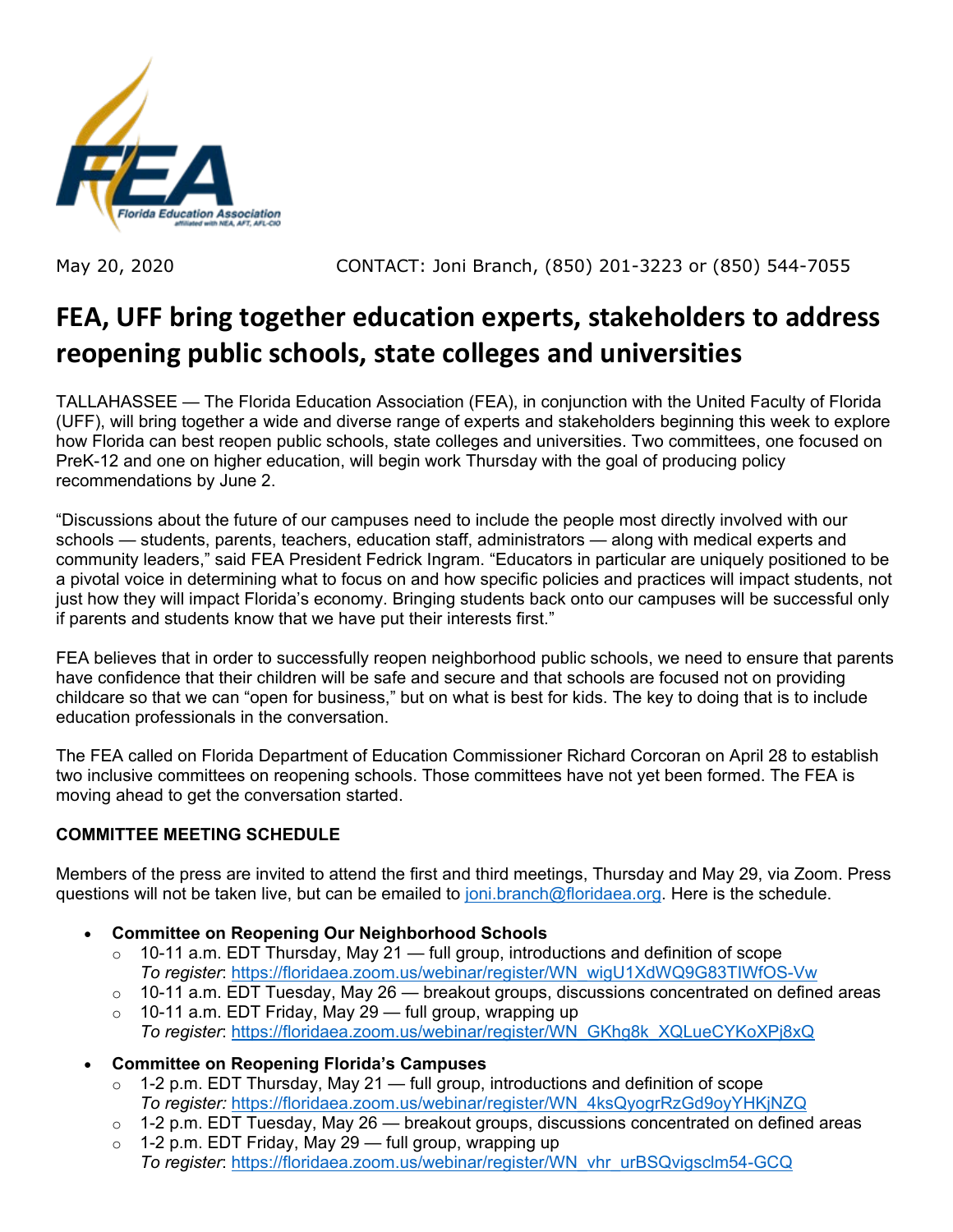Florida Education Association
affiliated with NEA, AFT, AFL-CIO

May 20, 2020 CONTACT: Joni Branch, (850) 201-3223 or (850) 544-7055

# FEA, UFF bring together education experts, stakeholders to address reopening public schools, state colleges and universities

TALLAHASSEE — The Florida Education Association (FEA), in conjunction with the United Faculty of Florida (UFF), will bring together a wide and diverse range of experts and stakeholders beginning this week to explore how Florida can best reopen public schools, state colleges and universities. Two committees, one focused on PreK-12 and one on higher education, will begin work Thursday with the goal of producing policy recommendations by June 2.

"Discussions about the future of our campuses need to include the people most directly involved with our schools — students, parents, teachers, education staff, administrators — along with medical experts and community leaders," said FEA President Fedrick Ingram. "Educators in particular are uniquely positioned to be a pivotal voice in determining what to focus on and how specific policies and practices will impact students, not just how they will impact Florida's economy. Bringing students back onto our campuses will be successful only if parents and students know that we have put their interests first."

FEA believes that in order to successfully reopen neighborhood public schools, we need to ensure that parents have confidence that their children will be safe and secure and that schools are focused not on providing childcare so that we can "open for business," but on what is best for kids. The key to doing that is to include education professionals in the conversation.

The FEA called on Florida Department of Education Commissioner Richard Corcoran on April 28 to establish two inclusive committees on reopening schools. Those committees have not yet been formed. The FEA is moving ahead to get the conversation started.

**COMMITTEE MEETING SCHEDULE**

Members of the press are invited to attend the first and third meetings, Thursday and May 29, via Zoom. Press questions will not be taken live, but can be emailed to joni.branch@floridaea.org. Here is the schedule.

- **Committee on Reopening Our Neighborhood Schools**
  - 10-11 a.m. EDT Thursday, May 21 — full group, introductions and definition of scope
    *To register*: https://floridaea.zoom.us/webinar/register/WN_wigU1XdWQ9G83TIWfOS-Vw
  - 10-11 a.m. EDT Tuesday, May 26 — breakout groups, discussions concentrated on defined areas
  - 10-11 a.m. EDT Friday, May 29 — full group, wrapping up
    *To register*: https://floridaea.zoom.us/webinar/register/WN_GKhg8k_XQLueCYKoXPj8xQ
- **Committee on Reopening Florida's Campuses**
  - 1-2 p.m. EDT Thursday, May 21 — full group, introductions and definition of scope
    *To register:* https://floridaea.zoom.us/webinar/register/WN_4ksQyogrRzGd9oyYHKjNZQ
  - 1-2 p.m. EDT Tuesday, May 26 — breakout groups, discussions concentrated on defined areas
  - 1-2 p.m. EDT Friday, May 29 — full group, wrapping up
    *To register*: https://floridaea.zoom.us/webinar/register/WN_vhr_urBSQvigsclm54-GCQ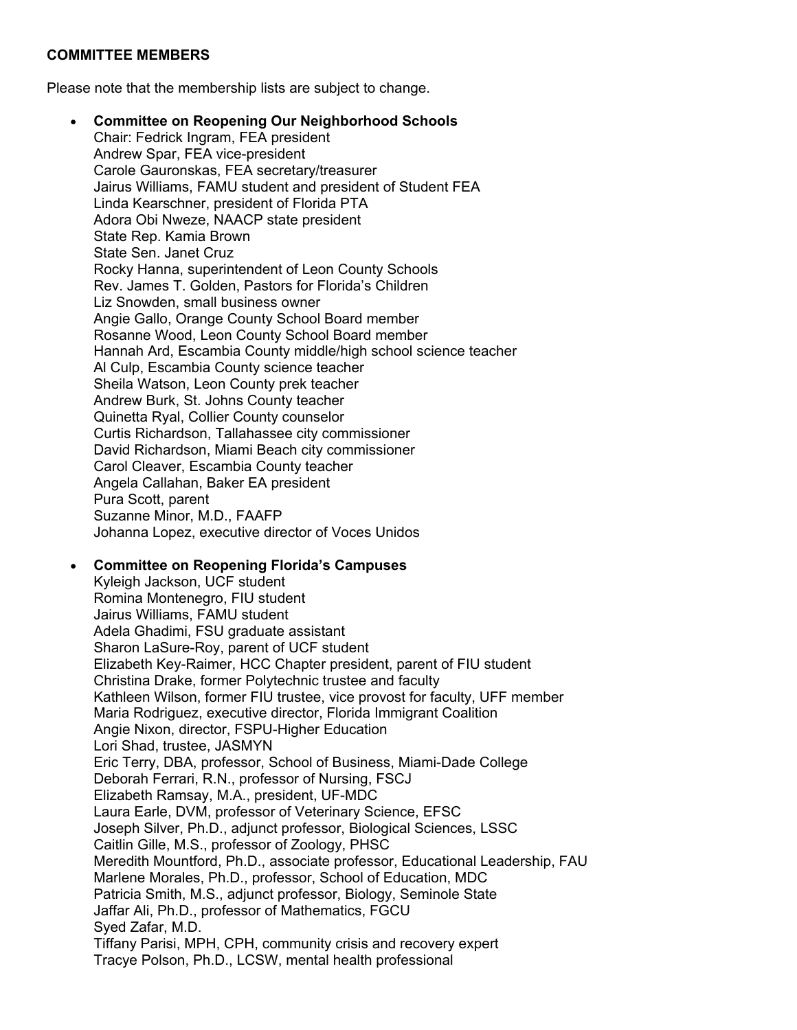**COMMITTEE MEMBERS**

Please note that the membership lists are subject to change.

- **Committee on Reopening Our Neighborhood Schools**
  Chair: Fedrick Ingram, FEA president
  Andrew Spar, FEA vice-president
  Carole Gauronskas, FEA secretary/treasurer
  Jairus Williams, FAMU student and president of Student FEA
  Linda Kearschner, president of Florida PTA
  Adora Obi Nweze, NAACP state president
  State Rep. Kamia Brown
  State Sen. Janet Cruz
  Rocky Hanna, superintendent of Leon County Schools
  Rev. James T. Golden, Pastors for Florida's Children
  Liz Snowden, small business owner
  Angie Gallo, Orange County School Board member
  Rosanne Wood, Leon County School Board member
  Hannah Ard, Escambia County middle/high school science teacher
  Al Culp, Escambia County science teacher
  Sheila Watson, Leon County prek teacher
  Andrew Burk, St. Johns County teacher
  Quinetta Ryal, Collier County counselor
  Curtis Richardson, Tallahassee city commissioner
  David Richardson, Miami Beach city commissioner
  Carol Cleaver, Escambia County teacher
  Angela Callahan, Baker EA president
  Pura Scott, parent
  Suzanne Minor, M.D., FAAFP
  Johanna Lopez, executive director of Voces Unidos

- **Committee on Reopening Florida's Campuses**
  Kyleigh Jackson, UCF student
  Romina Montenegro, FIU student
  Jairus Williams, FAMU student
  Adela Ghadimi, FSU graduate assistant
  Sharon LaSure-Roy, parent of UCF student
  Elizabeth Key-Raimer, HCC Chapter president, parent of FIU student
  Christina Drake, former Polytechnic trustee and faculty
  Kathleen Wilson, former FIU trustee, vice provost for faculty, UFF member
  Maria Rodriguez, executive director, Florida Immigrant Coalition
  Angie Nixon, director, FSPU-Higher Education
  Lori Shad, trustee, JASMYN
  Eric Terry, DBA, professor, School of Business, Miami-Dade College
  Deborah Ferrari, R.N., professor of Nursing, FSCJ
  Elizabeth Ramsay, M.A., president, UF-MDC
  Laura Earle, DVM, professor of Veterinary Science, EFSC
  Joseph Silver, Ph.D., adjunct professor, Biological Sciences, LSSC
  Caitlin Gille, M.S., professor of Zoology, PHSC
  Meredith Mountford, Ph.D., associate professor, Educational Leadership, FAU
  Marlene Morales, Ph.D., professor, School of Education, MDC
  Patricia Smith, M.S., adjunct professor, Biology, Seminole State
  Jaffar Ali, Ph.D., professor of Mathematics, FGCU
  Syed Zafar, M.D.
  Tiffany Parisi, MPH, CPH, community crisis and recovery expert
  Tracye Polson, Ph.D., LCSW, mental health professional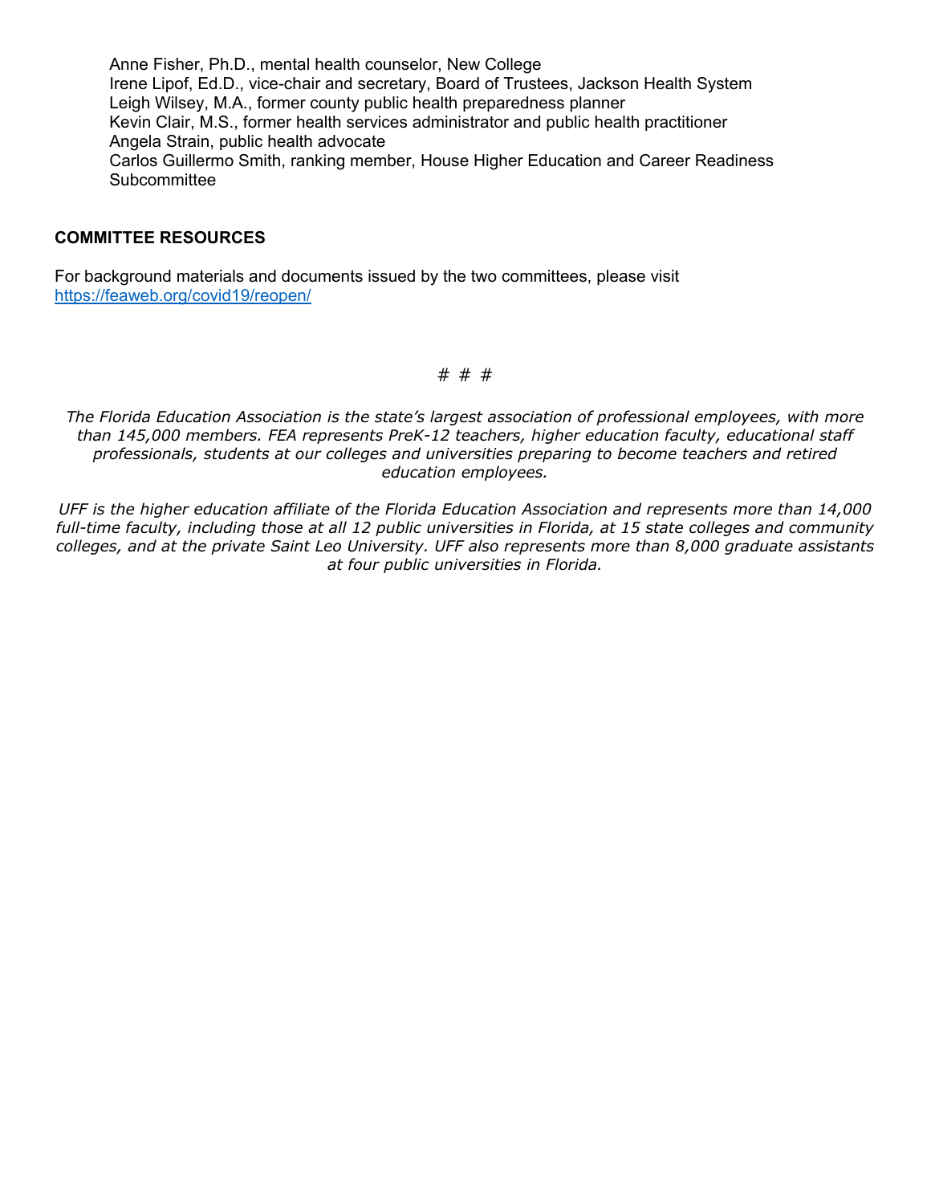Anne Fisher, Ph.D., mental health counselor, New College
Irene Lipof, Ed.D., vice-chair and secretary, Board of Trustees, Jackson Health System
Leigh Wilsey, M.A., former county public health preparedness planner
Kevin Clair, M.S., former health services administrator and public health practitioner
Angela Strain, public health advocate
Carlos Guillermo Smith, ranking member, House Higher Education and Career Readiness Subcommittee

**COMMITTEE RESOURCES**

For background materials and documents issued by the two committees, please visit https://feaweb.org/covid19/reopen/

# # #

*The Florida Education Association is the state's largest association of professional employees, with more than 145,000 members. FEA represents PreK-12 teachers, higher education faculty, educational staff professionals, students at our colleges and universities preparing to become teachers and retired education employees.*

*UFF is the higher education affiliate of the Florida Education Association and represents more than 14,000 full-time faculty, including those at all 12 public universities in Florida, at 15 state colleges and community colleges, and at the private Saint Leo University. UFF also represents more than 8,000 graduate assistants at four public universities in Florida.*